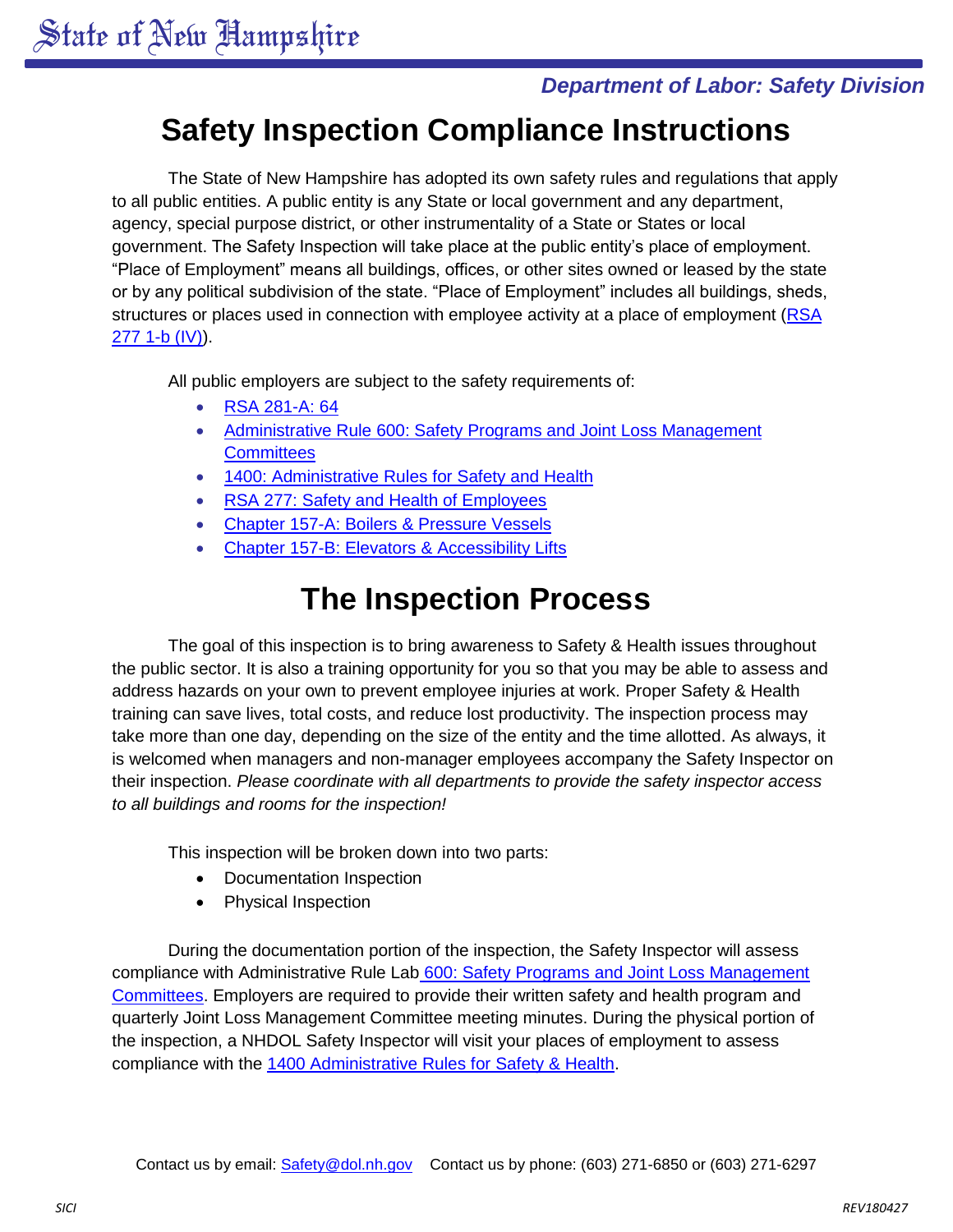State of New Hampshire

*Department of Labor: Safety Division*

# Safety Inspection Compliance Instructions

The State of New Hampshire has adopted its own safety rules and regulations that apply to all public entities. A public entity is any State or local government and any department, agency, special purpose district, or other instrumentality of a State or States or local government. The Safety Inspection will take place at the public entity's place of employment. "Place of Employment" means all buildings, offices, or other sites owned or leased by the state or by any political subdivision of the state. "Place of Employment" includes all buildings, sheds, structures or places used in connection with employee activity at a place of employment (RSA 277 1-b (IV)).

All public employers are subject to the safety requirements of:

- RSA 281-A: 64
- Administrative Rule 600: Safety Programs and Joint Loss Management Committees
- 1400: Administrative Rules for Safety and Health
- RSA 277: Safety and Health of Employees
- Chapter 157-A: Boilers & Pressure Vessels
- Chapter 157-B: Elevators & Accessibility Lifts

# The Inspection Process

The goal of this inspection is to bring awareness to Safety & Health issues throughout the public sector. It is also a training opportunity for you so that you may be able to assess and address hazards on your own to prevent employee injuries at work. Proper Safety & Health training can save lives, total costs, and reduce lost productivity. The inspection process may take more than one day, depending on the size of the entity and the time allotted. As always, it is welcomed when managers and non-manager employees accompany the Safety Inspector on their inspection. *Please coordinate with all departments to provide the safety inspector access to all buildings and rooms for the inspection!*

This inspection will be broken down into two parts:

- Documentation Inspection
- Physical Inspection

During the documentation portion of the inspection, the Safety Inspector will assess compliance with Administrative Rule Lab 600: Safety Programs and Joint Loss Management Committees. Employers are required to provide their written safety and health program and quarterly Joint Loss Management Committee meeting minutes. During the physical portion of the inspection, a NHDOL Safety Inspector will visit your places of employment to assess compliance with the 1400 Administrative Rules for Safety & Health.

Contact us by email: Safety@dol.nh.gov Contact us by phone: (603) 271-6850 or (603) 271-6297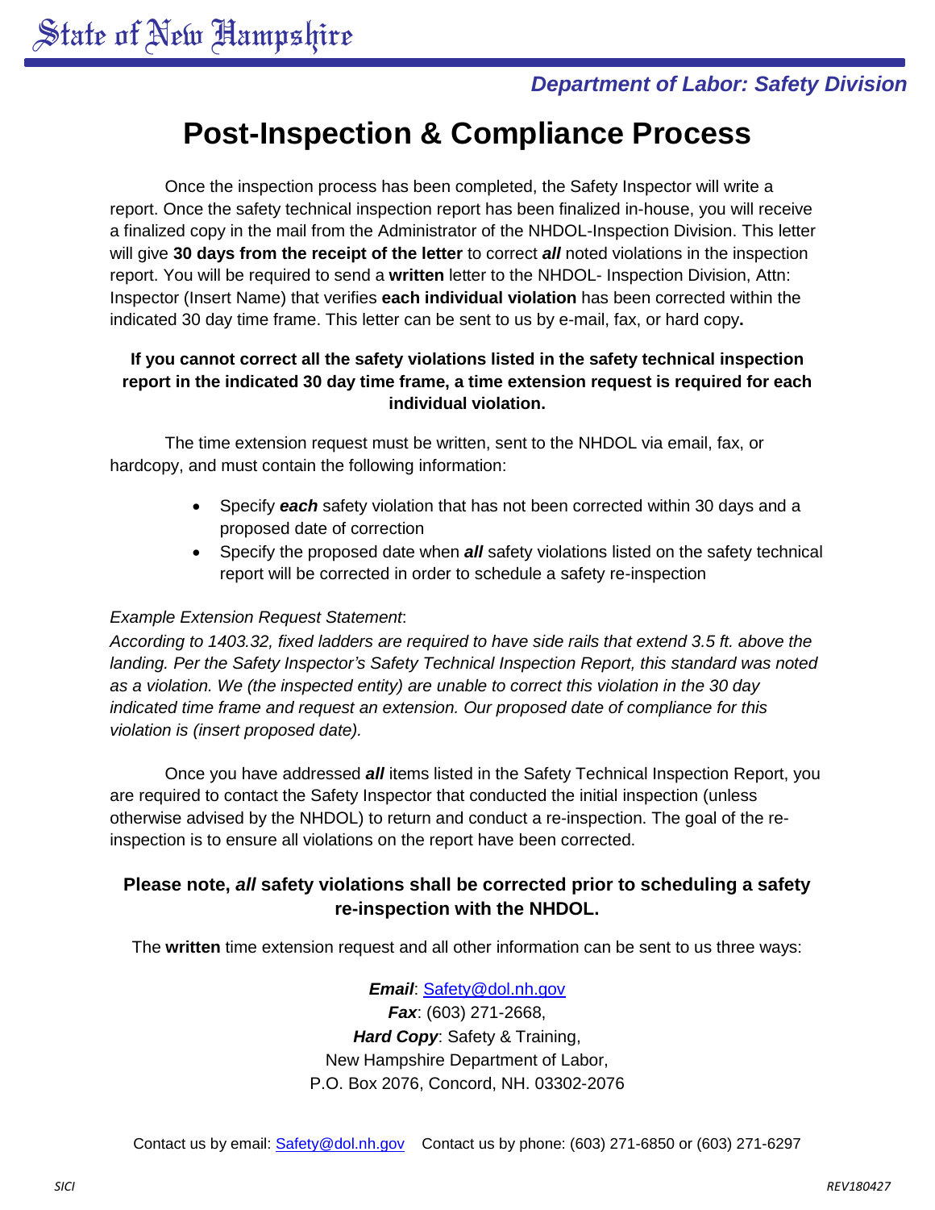State of New Hampshire

*Department of Labor: Safety Division*

# Post-Inspection & Compliance Process

Once the inspection process has been completed, the Safety Inspector will write a report. Once the safety technical inspection report has been finalized in-house, you will receive a finalized copy in the mail from the Administrator of the NHDOL-Inspection Division. This letter will give **30 days from the receipt of the letter** to correct ***all*** noted violations in the inspection report. You will be required to send a **written** letter to the NHDOL- Inspection Division, Attn: Inspector (Insert Name) that verifies **each individual violation** has been corrected within the indicated 30 day time frame. This letter can be sent to us by e-mail, fax, or hard copy**.**

**If you cannot correct all the safety violations listed in the safety technical inspection report in the indicated 30 day time frame, a time extension request is required for each individual violation.**

The time extension request must be written, sent to the NHDOL via email, fax, or hardcopy, and must contain the following information:

- Specify ***each*** safety violation that has not been corrected within 30 days and a proposed date of correction
- Specify the proposed date when ***all*** safety violations listed on the safety technical report will be corrected in order to schedule a safety re-inspection

*Example Extension Request Statement*:
*According to 1403.32, fixed ladders are required to have side rails that extend 3.5 ft. above the landing. Per the Safety Inspector's Safety Technical Inspection Report, this standard was noted as a violation. We (the inspected entity) are unable to correct this violation in the 30 day indicated time frame and request an extension. Our proposed date of compliance for this violation is (insert proposed date).*

Once you have addressed ***all*** items listed in the Safety Technical Inspection Report, you are required to contact the Safety Inspector that conducted the initial inspection (unless otherwise advised by the NHDOL) to return and conduct a re-inspection. The goal of the re-inspection is to ensure all violations on the report have been corrected.

**Please note, *all* safety violations shall be corrected prior to scheduling a safety re-inspection with the NHDOL.**

The **written** time extension request and all other information can be sent to us three ways:

***Email***: Safety@dol.nh.gov
***Fax***: (603) 271-2668,
***Hard Copy***: Safety & Training,
New Hampshire Department of Labor,
P.O. Box 2076, Concord, NH. 03302-2076

Contact us by email: Safety@dol.nh.gov Contact us by phone: (603) 271-6850 or (603) 271-6297

*SICI* *REV180427*